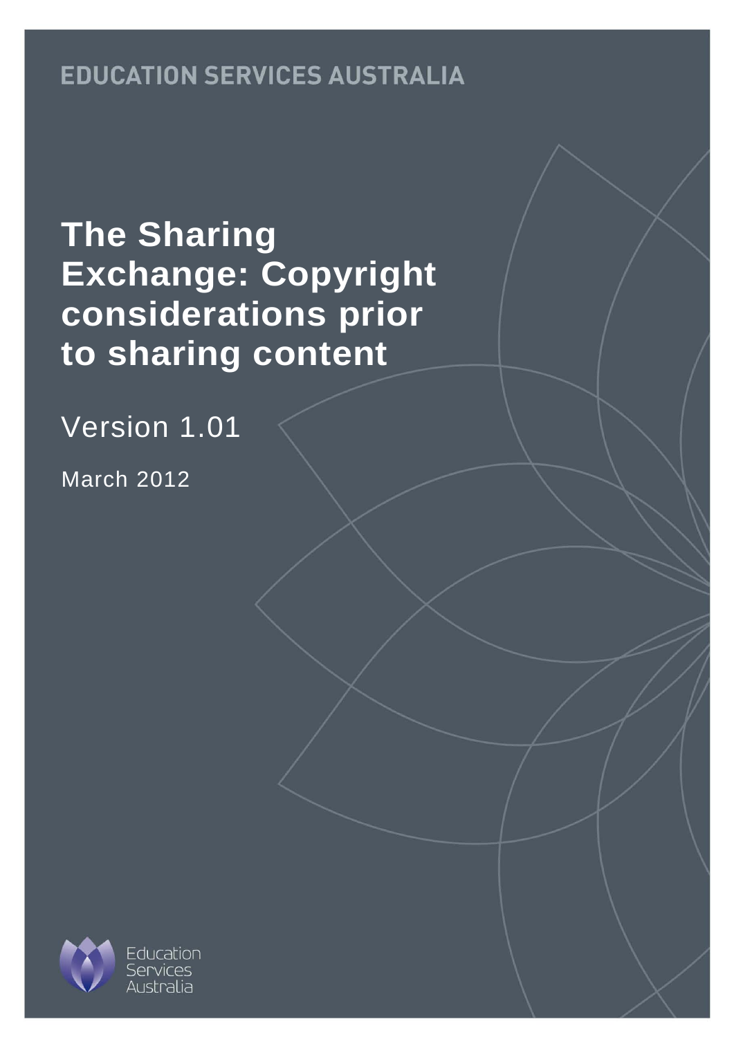EDUCATION SERVICES AUSTRALIA

# The Sharing Exchange: Copyright considerations prior to sharing content

Version 1.01

March 2012

Education Services Australia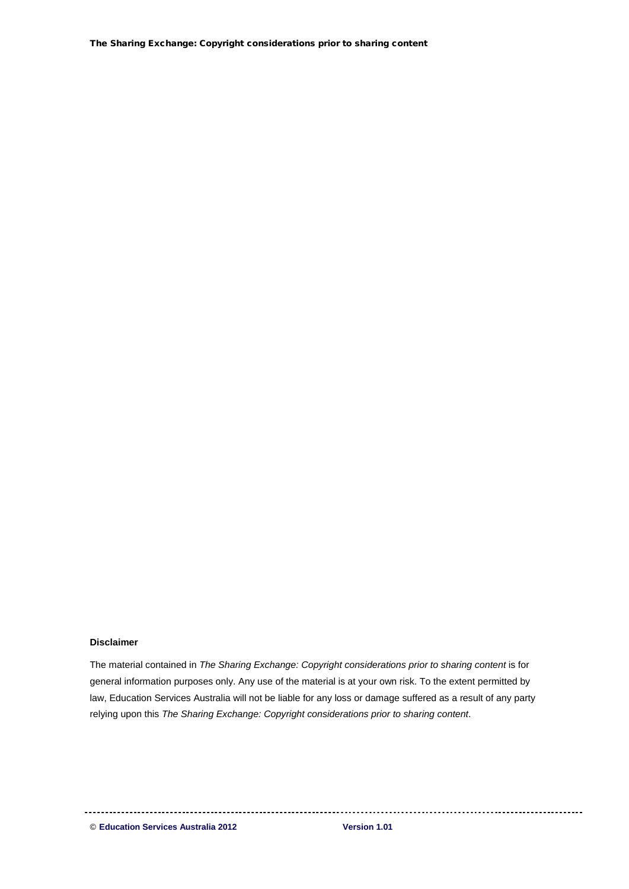**Disclaimer**

The material contained in *The Sharing Exchange: Copyright considerations prior to sharing content* is for general information purposes only. Any use of the material is at your own risk. To the extent permitted by law, Education Services Australia will not be liable for any loss or damage suffered as a result of any party relying upon this *The Sharing Exchange: Copyright considerations prior to sharing content*.

© **Education Services Australia 2012** **Version 1.01**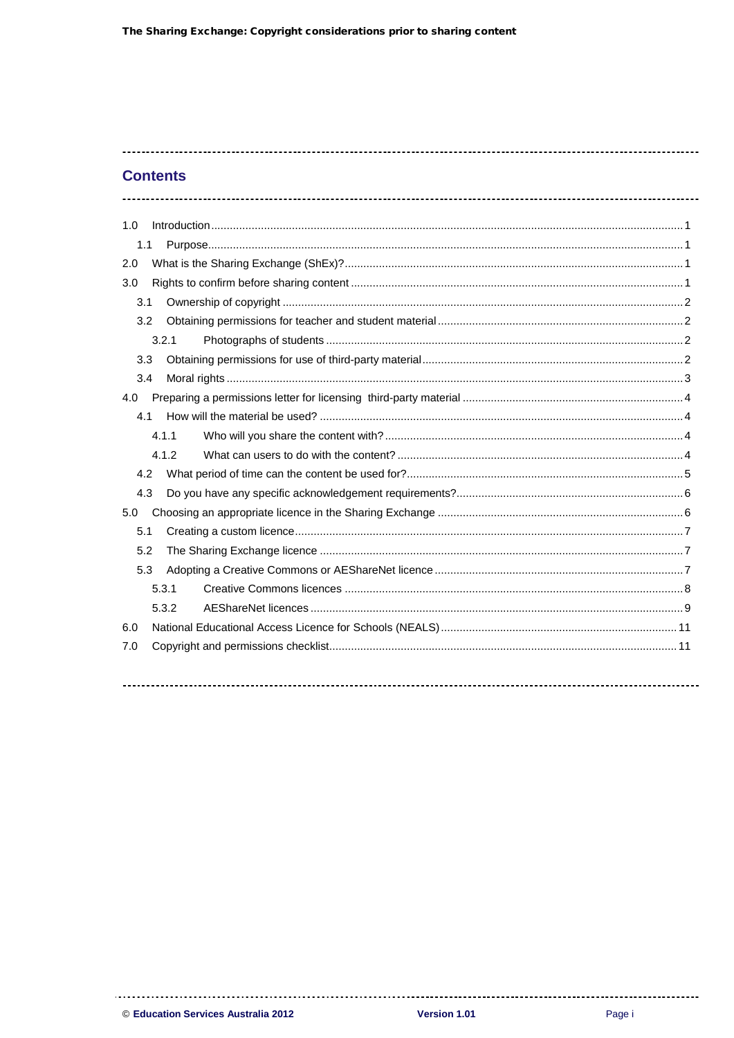## Contents

| | | |
|---|---|---|
| 1.0 | Introduction | 1 |
| 1.1 | Purpose | 1 |
| 2.0 | What is the Sharing Exchange (ShEx)? | 1 |
| 3.0 | Rights to confirm before sharing content | 1 |
| 3.1 | Ownership of copyright | 2 |
| 3.2 | Obtaining permissions for teacher and student material | 2 |
| 3.2.1 | Photographs of students | 2 |
| 3.3 | Obtaining permissions for use of third-party material | 2 |
| 3.4 | Moral rights | 3 |
| 4.0 | Preparing a permissions letter for licensing third-party material | 4 |
| 4.1 | How will the material be used? | 4 |
| 4.1.1 | Who will you share the content with? | 4 |
| 4.1.2 | What can users to do with the content? | 4 |
| 4.2 | What period of time can the content be used for? | 5 |
| 4.3 | Do you have any specific acknowledgement requirements? | 6 |
| 5.0 | Choosing an appropriate licence in the Sharing Exchange | 6 |
| 5.1 | Creating a custom licence | 7 |
| 5.2 | The Sharing Exchange licence | 7 |
| 5.3 | Adopting a Creative Commons or AEShareNet licence | 7 |
| 5.3.1 | Creative Commons licences | 8 |
| 5.3.2 | AEShareNet licences | 9 |
| 6.0 | National Educational Access Licence for Schools (NEALS) | 11 |
| 7.0 | Copyright and permissions checklist | 11 |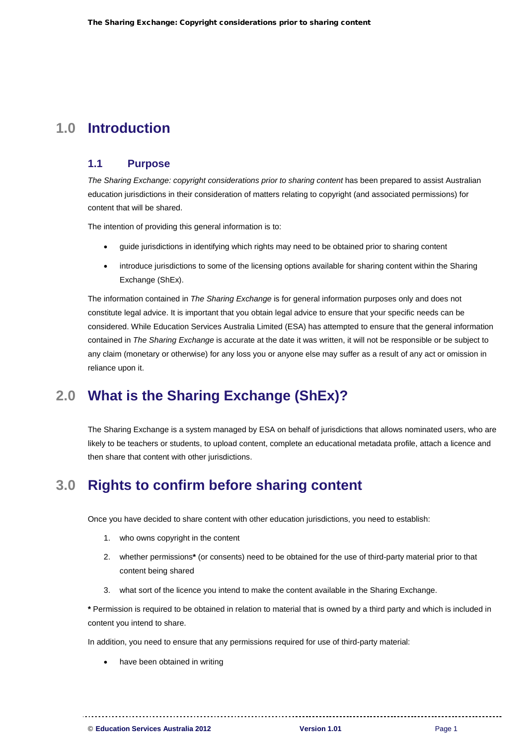# 1.0 Introduction

## 1.1 Purpose

*The Sharing Exchange: copyright considerations prior to sharing content* has been prepared to assist Australian education jurisdictions in their consideration of matters relating to copyright (and associated permissions) for content that will be shared.

The intention of providing this general information is to:

- guide jurisdictions in identifying which rights may need to be obtained prior to sharing content
- introduce jurisdictions to some of the licensing options available for sharing content within the Sharing Exchange (ShEx).

The information contained in *The Sharing Exchange* is for general information purposes only and does not constitute legal advice. It is important that you obtain legal advice to ensure that your specific needs can be considered. While Education Services Australia Limited (ESA) has attempted to ensure that the general information contained in *The Sharing Exchange* is accurate at the date it was written, it will not be responsible or be subject to any claim (monetary or otherwise) for any loss you or anyone else may suffer as a result of any act or omission in reliance upon it.

# 2.0 What is the Sharing Exchange (ShEx)?

The Sharing Exchange is a system managed by ESA on behalf of jurisdictions that allows nominated users, who are likely to be teachers or students, to upload content, complete an educational metadata profile, attach a licence and then share that content with other jurisdictions.

# 3.0 Rights to confirm before sharing content

Once you have decided to share content with other education jurisdictions, you need to establish:

1. who owns copyright in the content
2. whether permissions**\*** (or consents) need to be obtained for the use of third-party material prior to that content being shared
3. what sort of the licence you intend to make the content available in the Sharing Exchange.

**\*** Permission is required to be obtained in relation to material that is owned by a third party and which is included in content you intend to share.

In addition, you need to ensure that any permissions required for use of third-party material:

- have been obtained in writing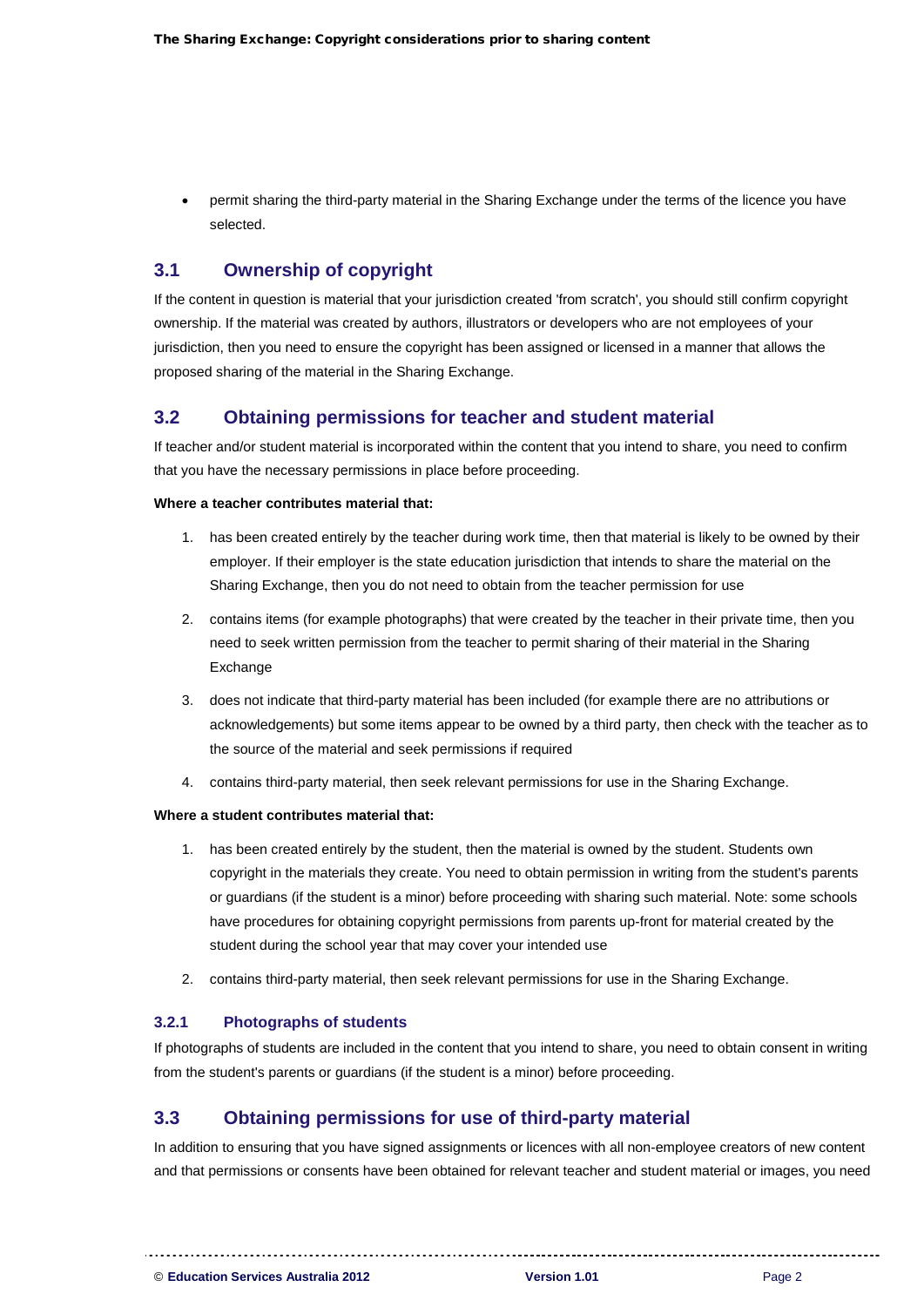- permit sharing the third-party material in the Sharing Exchange under the terms of the licence you have selected.

## 3.1 Ownership of copyright

If the content in question is material that your jurisdiction created 'from scratch', you should still confirm copyright ownership. If the material was created by authors, illustrators or developers who are not employees of your jurisdiction, then you need to ensure the copyright has been assigned or licensed in a manner that allows the proposed sharing of the material in the Sharing Exchange.

## 3.2 Obtaining permissions for teacher and student material

If teacher and/or student material is incorporated within the content that you intend to share, you need to confirm that you have the necessary permissions in place before proceeding.

**Where a teacher contributes material that:**

1. has been created entirely by the teacher during work time, then that material is likely to be owned by their employer. If their employer is the state education jurisdiction that intends to share the material on the Sharing Exchange, then you do not need to obtain from the teacher permission for use
2. contains items (for example photographs) that were created by the teacher in their private time, then you need to seek written permission from the teacher to permit sharing of their material in the Sharing Exchange
3. does not indicate that third-party material has been included (for example there are no attributions or acknowledgements) but some items appear to be owned by a third party, then check with the teacher as to the source of the material and seek permissions if required
4. contains third-party material, then seek relevant permissions for use in the Sharing Exchange.

**Where a student contributes material that:**

1. has been created entirely by the student, then the material is owned by the student. Students own copyright in the materials they create. You need to obtain permission in writing from the student's parents or guardians (if the student is a minor) before proceeding with sharing such material. Note: some schools have procedures for obtaining copyright permissions from parents up-front for material created by the student during the school year that may cover your intended use
2. contains third-party material, then seek relevant permissions for use in the Sharing Exchange.

### 3.2.1 Photographs of students

If photographs of students are included in the content that you intend to share, you need to obtain consent in writing from the student's parents or guardians (if the student is a minor) before proceeding.

## 3.3 Obtaining permissions for use of third-party material

In addition to ensuring that you have signed assignments or licences with all non-employee creators of new content and that permissions or consents have been obtained for relevant teacher and student material or images, you need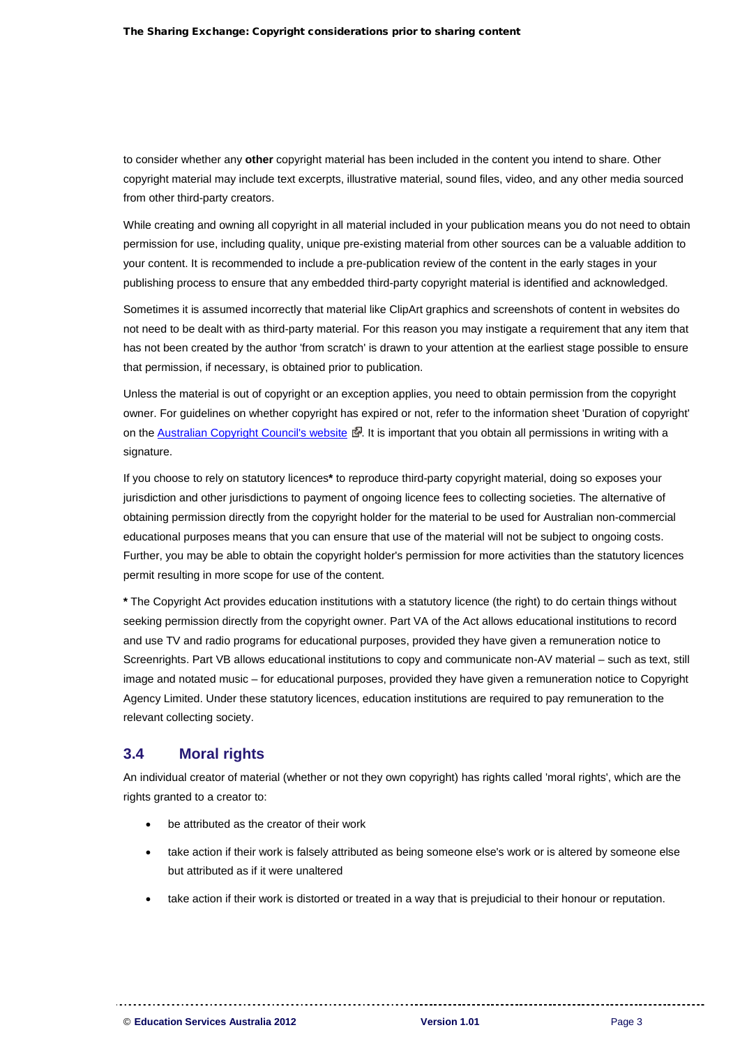to consider whether any **other** copyright material has been included in the content you intend to share. Other copyright material may include text excerpts, illustrative material, sound files, video, and any other media sourced from other third-party creators.

While creating and owning all copyright in all material included in your publication means you do not need to obtain permission for use, including quality, unique pre-existing material from other sources can be a valuable addition to your content. It is recommended to include a pre-publication review of the content in the early stages in your publishing process to ensure that any embedded third-party copyright material is identified and acknowledged.

Sometimes it is assumed incorrectly that material like ClipArt graphics and screenshots of content in websites do not need to be dealt with as third-party material. For this reason you may instigate a requirement that any item that has not been created by the author 'from scratch' is drawn to your attention at the earliest stage possible to ensure that permission, if necessary, is obtained prior to publication.

Unless the material is out of copyright or an exception applies, you need to obtain permission from the copyright owner. For guidelines on whether copyright has expired or not, refer to the information sheet 'Duration of copyright' on the [Australian Copyright Council's website](). It is important that you obtain all permissions in writing with a signature.

If you choose to rely on statutory licences* to reproduce third-party copyright material, doing so exposes your jurisdiction and other jurisdictions to payment of ongoing licence fees to collecting societies. The alternative of obtaining permission directly from the copyright holder for the material to be used for Australian non-commercial educational purposes means that you can ensure that use of the material will not be subject to ongoing costs. Further, you may be able to obtain the copyright holder's permission for more activities than the statutory licences permit resulting in more scope for use of the content.

**\*** The Copyright Act provides education institutions with a statutory licence (the right) to do certain things without seeking permission directly from the copyright owner. Part VA of the Act allows educational institutions to record and use TV and radio programs for educational purposes, provided they have given a remuneration notice to Screenrights. Part VB allows educational institutions to copy and communicate non-AV material – such as text, still image and notated music – for educational purposes, provided they have given a remuneration notice to Copyright Agency Limited. Under these statutory licences, education institutions are required to pay remuneration to the relevant collecting society.

## 3.4 Moral rights

An individual creator of material (whether or not they own copyright) has rights called 'moral rights', which are the rights granted to a creator to:

- be attributed as the creator of their work
- take action if their work is falsely attributed as being someone else's work or is altered by someone else but attributed as if it were unaltered
- take action if their work is distorted or treated in a way that is prejudicial to their honour or reputation.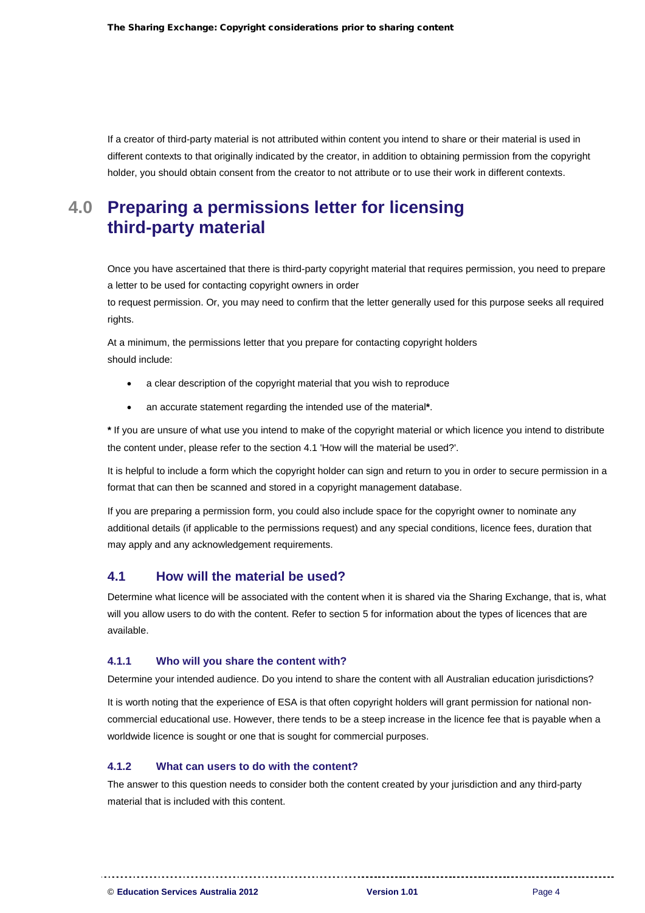If a creator of third-party material is not attributed within content you intend to share or their material is used in different contexts to that originally indicated by the creator, in addition to obtaining permission from the copyright holder, you should obtain consent from the creator to not attribute or to use their work in different contexts.

# 4.0 Preparing a permissions letter for licensing third-party material

Once you have ascertained that there is third-party copyright material that requires permission, you need to prepare a letter to be used for contacting copyright owners in order to request permission. Or, you may need to confirm that the letter generally used for this purpose seeks all required rights.

At a minimum, the permissions letter that you prepare for contacting copyright holders should include:

- a clear description of the copyright material that you wish to reproduce
- an accurate statement regarding the intended use of the material**\***.

**\*** If you are unsure of what use you intend to make of the copyright material or which licence you intend to distribute the content under, please refer to the section 4.1 'How will the material be used?'.

It is helpful to include a form which the copyright holder can sign and return to you in order to secure permission in a format that can then be scanned and stored in a copyright management database.

If you are preparing a permission form, you could also include space for the copyright owner to nominate any additional details (if applicable to the permissions request) and any special conditions, licence fees, duration that may apply and any acknowledgement requirements.

## 4.1 How will the material be used?

Determine what licence will be associated with the content when it is shared via the Sharing Exchange, that is, what will you allow users to do with the content. Refer to section 5 for information about the types of licences that are available.

### 4.1.1 Who will you share the content with?

Determine your intended audience. Do you intend to share the content with all Australian education jurisdictions?

It is worth noting that the experience of ESA is that often copyright holders will grant permission for national non-commercial educational use. However, there tends to be a steep increase in the licence fee that is payable when a worldwide licence is sought or one that is sought for commercial purposes.

### 4.1.2 What can users to do with the content?

The answer to this question needs to consider both the content created by your jurisdiction and any third-party material that is included with this content.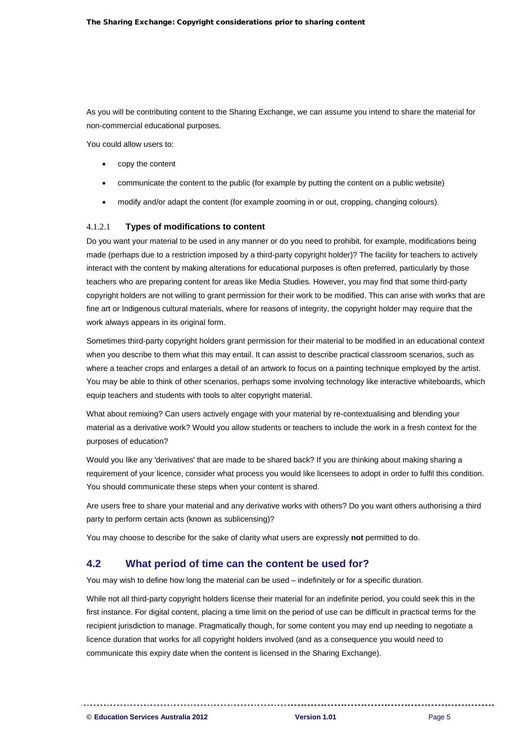As you will be contributing content to the Sharing Exchange, we can assume you intend to share the material for non-commercial educational purposes.

You could allow users to:

- copy the content
- communicate the content to the public (for example by putting the content on a public website)
- modify and/or adapt the content (for example zooming in or out, cropping, changing colours).

#### 4.1.2.1 Types of modifications to content

Do you want your material to be used in any manner or do you need to prohibit, for example, modifications being made (perhaps due to a restriction imposed by a third-party copyright holder)? The facility for teachers to actively interact with the content by making alterations for educational purposes is often preferred, particularly by those teachers who are preparing content for areas like Media Studies. However, you may find that some third-party copyright holders are not willing to grant permission for their work to be modified. This can arise with works that are fine art or Indigenous cultural materials, where for reasons of integrity, the copyright holder may require that the work always appears in its original form.

Sometimes third-party copyright holders grant permission for their material to be modified in an educational context when you describe to them what this may entail. It can assist to describe practical classroom scenarios, such as where a teacher crops and enlarges a detail of an artwork to focus on a painting technique employed by the artist. You may be able to think of other scenarios, perhaps some involving technology like interactive whiteboards, which equip teachers and students with tools to alter copyright material.

What about remixing? Can users actively engage with your material by re-contextualising and blending your material as a derivative work? Would you allow students or teachers to include the work in a fresh context for the purposes of education?

Would you like any 'derivatives' that are made to be shared back? If you are thinking about making sharing a requirement of your licence, consider what process you would like licensees to adopt in order to fulfil this condition. You should communicate these steps when your content is shared.

Are users free to share your material and any derivative works with others? Do you want others authorising a third party to perform certain acts (known as sublicensing)?

You may choose to describe for the sake of clarity what users are expressly **not** permitted to do.

## 4.2 What period of time can the content be used for?

You may wish to define how long the material can be used – indefinitely or for a specific duration.

While not all third-party copyright holders license their material for an indefinite period, you could seek this in the first instance. For digital content, placing a time limit on the period of use can be difficult in practical terms for the recipient jurisdiction to manage. Pragmatically though, for some content you may end up needing to negotiate a licence duration that works for all copyright holders involved (and as a consequence you would need to communicate this expiry date when the content is licensed in the Sharing Exchange).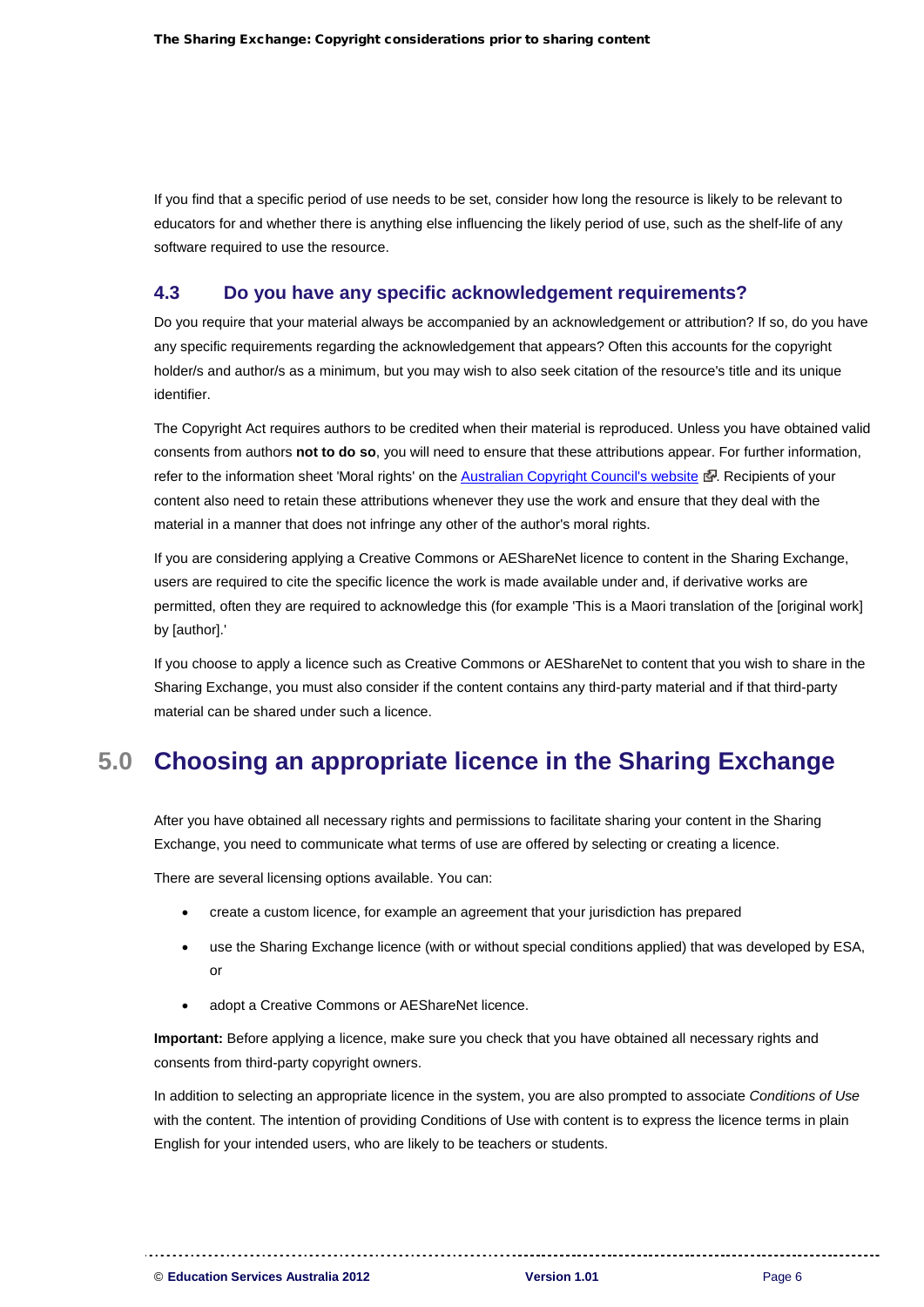If you find that a specific period of use needs to be set, consider how long the resource is likely to be relevant to educators for and whether there is anything else influencing the likely period of use, such as the shelf-life of any software required to use the resource.

### 4.3 Do you have any specific acknowledgement requirements?

Do you require that your material always be accompanied by an acknowledgement or attribution? If so, do you have any specific requirements regarding the acknowledgement that appears? Often this accounts for the copyright holder/s and author/s as a minimum, but you may wish to also seek citation of the resource's title and its unique identifier.

The Copyright Act requires authors to be credited when their material is reproduced. Unless you have obtained valid consents from authors **not to do so**, you will need to ensure that these attributions appear. For further information, refer to the information sheet 'Moral rights' on the Australian Copyright Council's website. Recipients of your content also need to retain these attributions whenever they use the work and ensure that they deal with the material in a manner that does not infringe any other of the author's moral rights.

If you are considering applying a Creative Commons or AEShareNet licence to content in the Sharing Exchange, users are required to cite the specific licence the work is made available under and, if derivative works are permitted, often they are required to acknowledge this (for example 'This is a Maori translation of the [original work] by [author].'

If you choose to apply a licence such as Creative Commons or AEShareNet to content that you wish to share in the Sharing Exchange, you must also consider if the content contains any third-party material and if that third-party material can be shared under such a licence.

## 5.0 Choosing an appropriate licence in the Sharing Exchange

After you have obtained all necessary rights and permissions to facilitate sharing your content in the Sharing Exchange, you need to communicate what terms of use are offered by selecting or creating a licence.

There are several licensing options available. You can:

- create a custom licence, for example an agreement that your jurisdiction has prepared
- use the Sharing Exchange licence (with or without special conditions applied) that was developed by ESA, or
- adopt a Creative Commons or AEShareNet licence.

**Important:** Before applying a licence, make sure you check that you have obtained all necessary rights and consents from third-party copyright owners.

In addition to selecting an appropriate licence in the system, you are also prompted to associate *Conditions of Use* with the content. The intention of providing Conditions of Use with content is to express the licence terms in plain English for your intended users, who are likely to be teachers or students.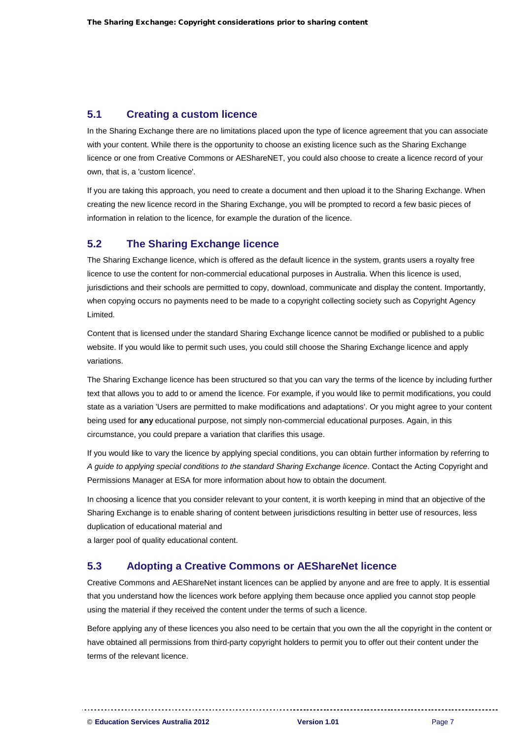## 5.1 Creating a custom licence

In the Sharing Exchange there are no limitations placed upon the type of licence agreement that you can associate with your content. While there is the opportunity to choose an existing licence such as the Sharing Exchange licence or one from Creative Commons or AEShareNET, you could also choose to create a licence record of your own, that is, a 'custom licence'.

If you are taking this approach, you need to create a document and then upload it to the Sharing Exchange. When creating the new licence record in the Sharing Exchange, you will be prompted to record a few basic pieces of information in relation to the licence, for example the duration of the licence.

## 5.2 The Sharing Exchange licence

The Sharing Exchange licence, which is offered as the default licence in the system, grants users a royalty free licence to use the content for non-commercial educational purposes in Australia. When this licence is used, jurisdictions and their schools are permitted to copy, download, communicate and display the content. Importantly, when copying occurs no payments need to be made to a copyright collecting society such as Copyright Agency Limited.

Content that is licensed under the standard Sharing Exchange licence cannot be modified or published to a public website. If you would like to permit such uses, you could still choose the Sharing Exchange licence and apply variations.

The Sharing Exchange licence has been structured so that you can vary the terms of the licence by including further text that allows you to add to or amend the licence. For example, if you would like to permit modifications, you could state as a variation 'Users are permitted to make modifications and adaptations'. Or you might agree to your content being used for **any** educational purpose, not simply non-commercial educational purposes. Again, in this circumstance, you could prepare a variation that clarifies this usage.

If you would like to vary the licence by applying special conditions, you can obtain further information by referring to *A guide to applying special conditions to the standard Sharing Exchange licence*. Contact the Acting Copyright and Permissions Manager at ESA for more information about how to obtain the document.

In choosing a licence that you consider relevant to your content, it is worth keeping in mind that an objective of the Sharing Exchange is to enable sharing of content between jurisdictions resulting in better use of resources, less duplication of educational material and
a larger pool of quality educational content.

## 5.3 Adopting a Creative Commons or AEShareNet licence

Creative Commons and AEShareNet instant licences can be applied by anyone and are free to apply. It is essential that you understand how the licences work before applying them because once applied you cannot stop people using the material if they received the content under the terms of such a licence.

Before applying any of these licences you also need to be certain that you own the all the copyright in the content or have obtained all permissions from third-party copyright holders to permit you to offer out their content under the terms of the relevant licence.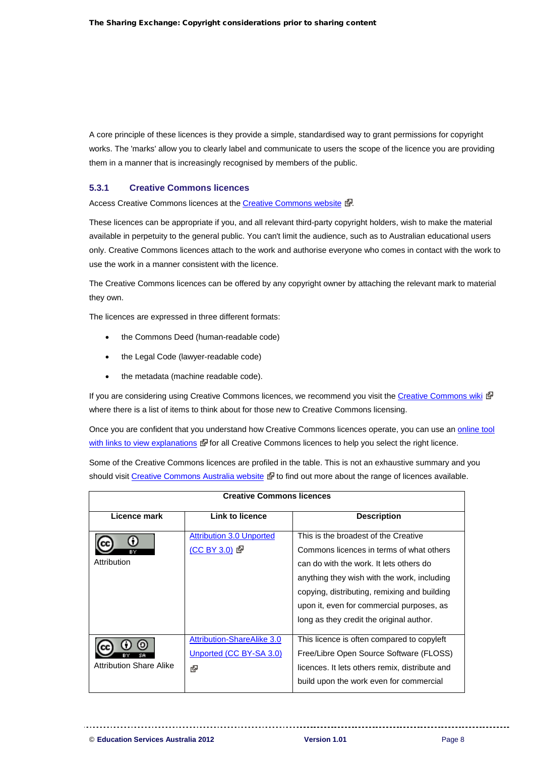A core principle of these licences is they provide a simple, standardised way to grant permissions for copyright works. The 'marks' allow you to clearly label and communicate to users the scope of the licence you are providing them in a manner that is increasingly recognised by members of the public.

### 5.3.1 Creative Commons licences

Access Creative Commons licences at the Creative Commons website.

These licences can be appropriate if you, and all relevant third-party copyright holders, wish to make the material available in perpetuity to the general public. You can't limit the audience, such as to Australian educational users only. Creative Commons licences attach to the work and authorise everyone who comes in contact with the work to use the work in a manner consistent with the licence.

The Creative Commons licences can be offered by any copyright owner by attaching the relevant mark to material they own.

The licences are expressed in three different formats:

- the Commons Deed (human-readable code)
- the Legal Code (lawyer-readable code)
- the metadata (machine readable code).

If you are considering using Creative Commons licences, we recommend you visit the Creative Commons wiki where there is a list of items to think about for those new to Creative Commons licensing.

Once you are confident that you understand how Creative Commons licences operate, you can use an online tool with links to view explanations for all Creative Commons licences to help you select the right licence.

Some of the Creative Commons licences are profiled in the table. This is not an exhaustive summary and you should visit Creative Commons Australia website to find out more about the range of licences available.

| Creative Commons licences | | |
|---|---|---|
| **Licence mark** | **Link to licence** | **Description** |
| Attribution | Attribution 3.0 Unported (CC BY 3.0) | This is the broadest of the Creative Commons licences in terms of what others can do with the work. It lets others do anything they wish with the work, including copying, distributing, remixing and building upon it, even for commercial purposes, as long as they credit the original author. |
| Attribution Share Alike | Attribution-ShareAlike 3.0 Unported (CC BY-SA 3.0) | This licence is often compared to copyleft Free/Libre Open Source Software (FLOSS) licences. It lets others remix, distribute and build upon the work even for commercial |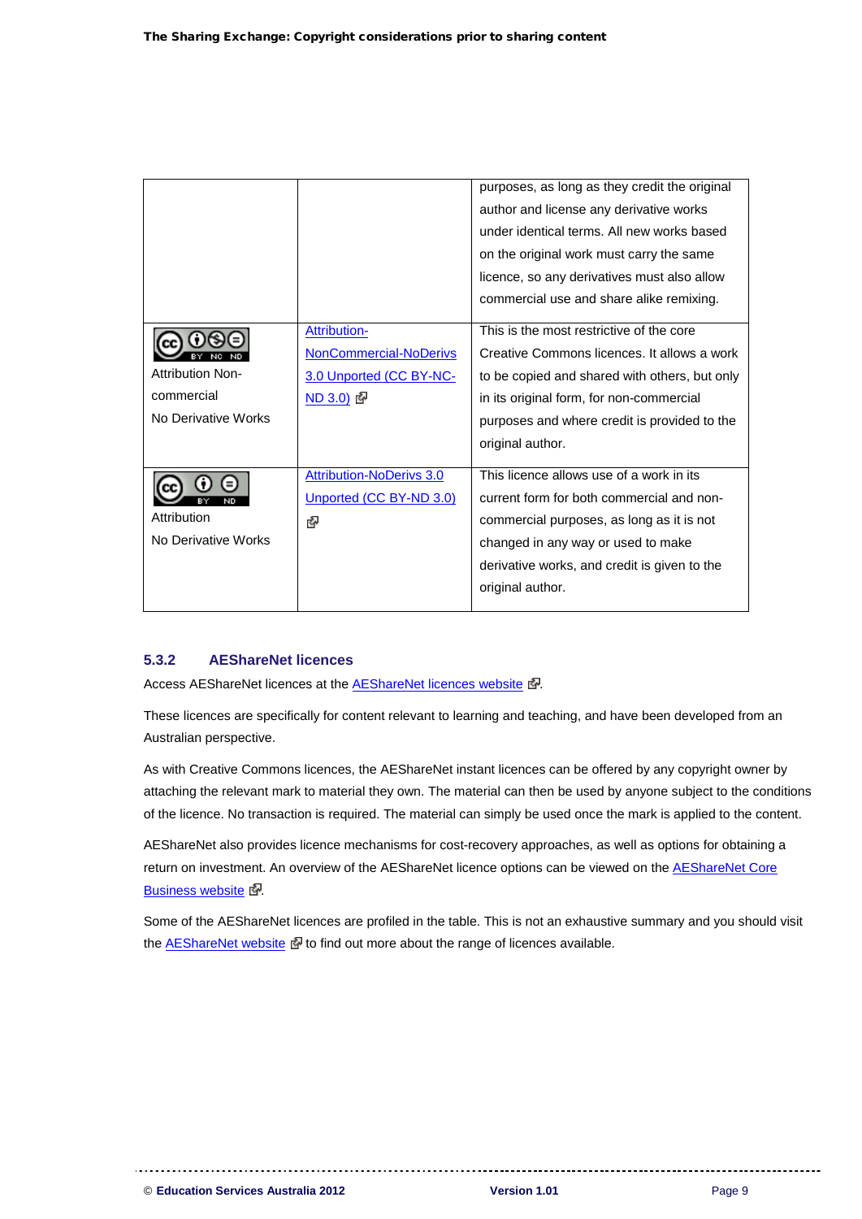| | | |
|---|---|---|
| | | purposes, as long as they credit the original author and license any derivative works under identical terms. All new works based on the original work must carry the same licence, so any derivatives must also allow commercial use and share alike remixing. |
| Attribution Non-commercial No Derivative Works | Attribution-NonCommercial-NoDerivs 3.0 Unported (CC BY-NC-ND 3.0) | This is the most restrictive of the core Creative Commons licences. It allows a work to be copied and shared with others, but only in its original form, for non-commercial purposes and where credit is provided to the original author. |
| Attribution No Derivative Works | Attribution-NoDerivs 3.0 Unported (CC BY-ND 3.0) | This licence allows use of a work in its current form for both commercial and non-commercial purposes, as long as it is not changed in any way or used to make derivative works, and credit is given to the original author. |

### 5.3.2 AEShareNet licences

Access AEShareNet licences at the AEShareNet licences website.

These licences are specifically for content relevant to learning and teaching, and have been developed from an Australian perspective.

As with Creative Commons licences, the AEShareNet instant licences can be offered by any copyright owner by attaching the relevant mark to material they own. The material can then be used by anyone subject to the conditions of the licence. No transaction is required. The material can simply be used once the mark is applied to the content.

AEShareNet also provides licence mechanisms for cost-recovery approaches, as well as options for obtaining a return on investment. An overview of the AEShareNet licence options can be viewed on the AEShareNet Core Business website.

Some of the AEShareNet licences are profiled in the table. This is not an exhaustive summary and you should visit the AEShareNet website to find out more about the range of licences available.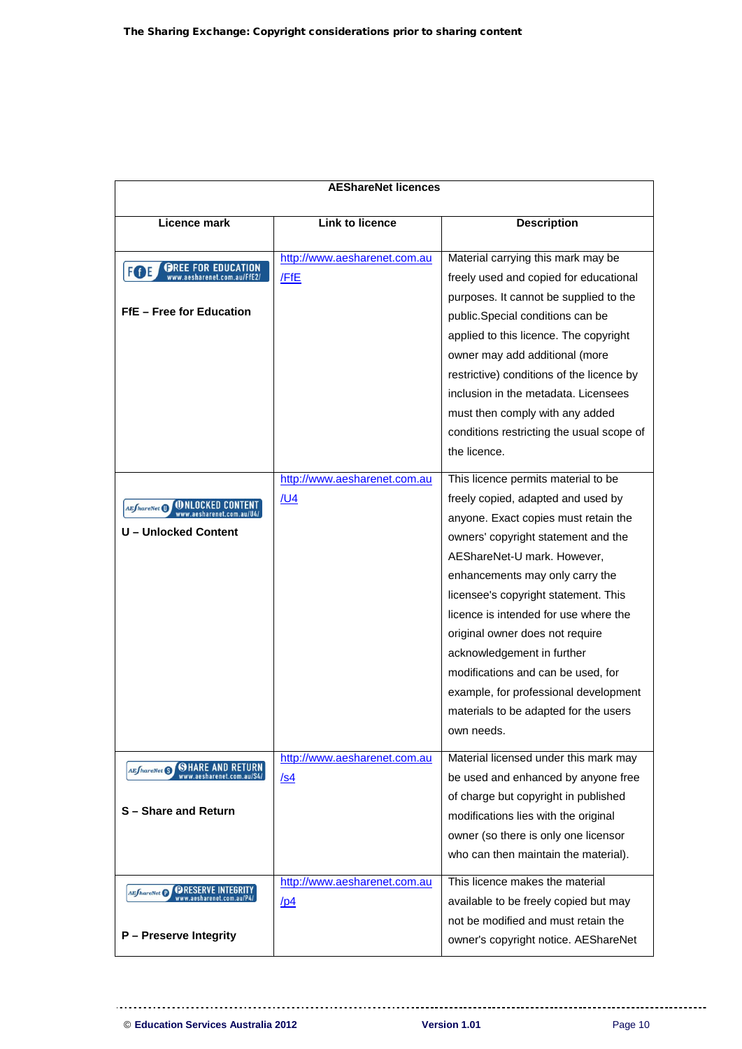| AEShareNet licences | | |
|---|---|---|
| **Licence mark** | **Link to licence** | **Description** |
| FfE FREE FOR EDUCATION www.aesharenet.com.au/FfE2/<br><br>**FfE – Free for Education** | http://www.aesharenet.com.au/FfE | Material carrying this mark may be freely used and copied for educational purposes. It cannot be supplied to the public.Special conditions can be applied to this licence. The copyright owner may add additional (more restrictive) conditions of the licence by inclusion in the metadata. Licensees must then comply with any added conditions restricting the usual scope of the licence. |
| AEShareNet UNLOCKED CONTENT www.aesharenet.com.au/U4/<br><br>**U – Unlocked Content** | http://www.aesharenet.com.au/U4 | This licence permits material to be freely copied, adapted and used by anyone. Exact copies must retain the owners' copyright statement and the AEShareNet-U mark. However, enhancements may only carry the licensee's copyright statement. This licence is intended for use where the original owner does not require acknowledgement in further modifications and can be used, for example, for professional development materials to be adapted for the users own needs. |
| AEShareNet SHARE AND RETURN www.aesharenet.com.au/S4/<br><br>**S – Share and Return** | http://www.aesharenet.com.au/s4 | Material licensed under this mark may be used and enhanced by anyone free of charge but copyright in published modifications lies with the original owner (so there is only one licensor who can then maintain the material). |
| AEShareNet PRESERVE INTEGRITY www.aesharenet.com.au/P4/<br><br>**P – Preserve Integrity** | http://www.aesharenet.com.au/p4 | This licence makes the material available to be freely copied but may not be modified and must retain the owner's copyright notice. AEShareNet |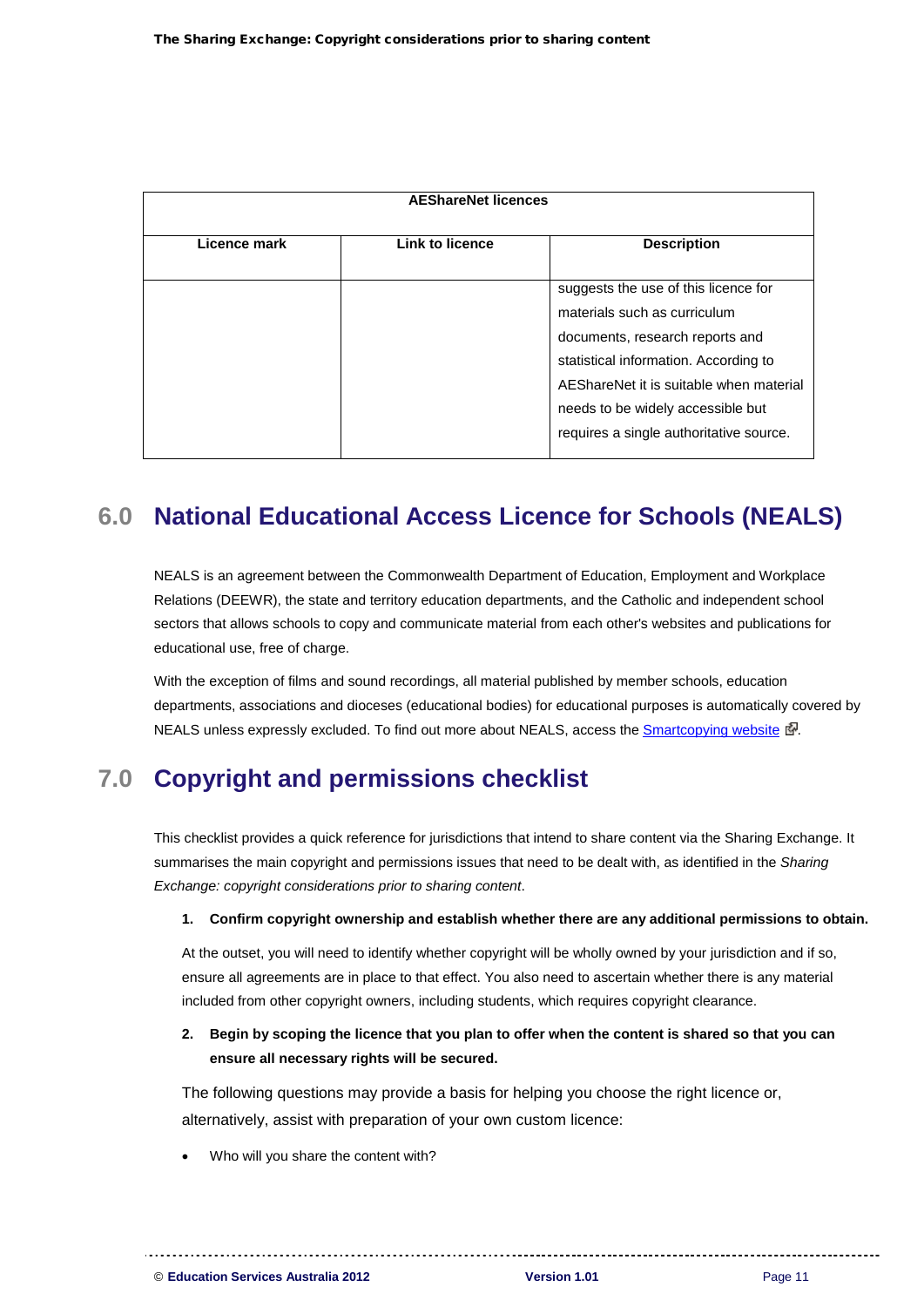| AEShareNet licences | | |
|---|---|---|
| **Licence mark** | **Link to licence** | **Description** |
| | | suggests the use of this licence for materials such as curriculum documents, research reports and statistical information. According to AEShareNet it is suitable when material needs to be widely accessible but requires a single authoritative source. |

## 6.0 National Educational Access Licence for Schools (NEALS)

NEALS is an agreement between the Commonwealth Department of Education, Employment and Workplace Relations (DEEWR), the state and territory education departments, and the Catholic and independent school sectors that allows schools to copy and communicate material from each other's websites and publications for educational use, free of charge.

With the exception of films and sound recordings, all material published by member schools, education departments, associations and dioceses (educational bodies) for educational purposes is automatically covered by NEALS unless expressly excluded. To find out more about NEALS, access the Smartcopying website.

## 7.0 Copyright and permissions checklist

This checklist provides a quick reference for jurisdictions that intend to share content via the Sharing Exchange. It summarises the main copyright and permissions issues that need to be dealt with, as identified in the *Sharing Exchange: copyright considerations prior to sharing content*.

1. **Confirm copyright ownership and establish whether there are any additional permissions to obtain.**

   At the outset, you will need to identify whether copyright will be wholly owned by your jurisdiction and if so, ensure all agreements are in place to that effect. You also need to ascertain whether there is any material included from other copyright owners, including students, which requires copyright clearance.

2. **Begin by scoping the licence that you plan to offer when the content is shared so that you can ensure all necessary rights will be secured.**

   The following questions may provide a basis for helping you choose the right licence or, alternatively, assist with preparation of your own custom licence:

   - Who will you share the content with?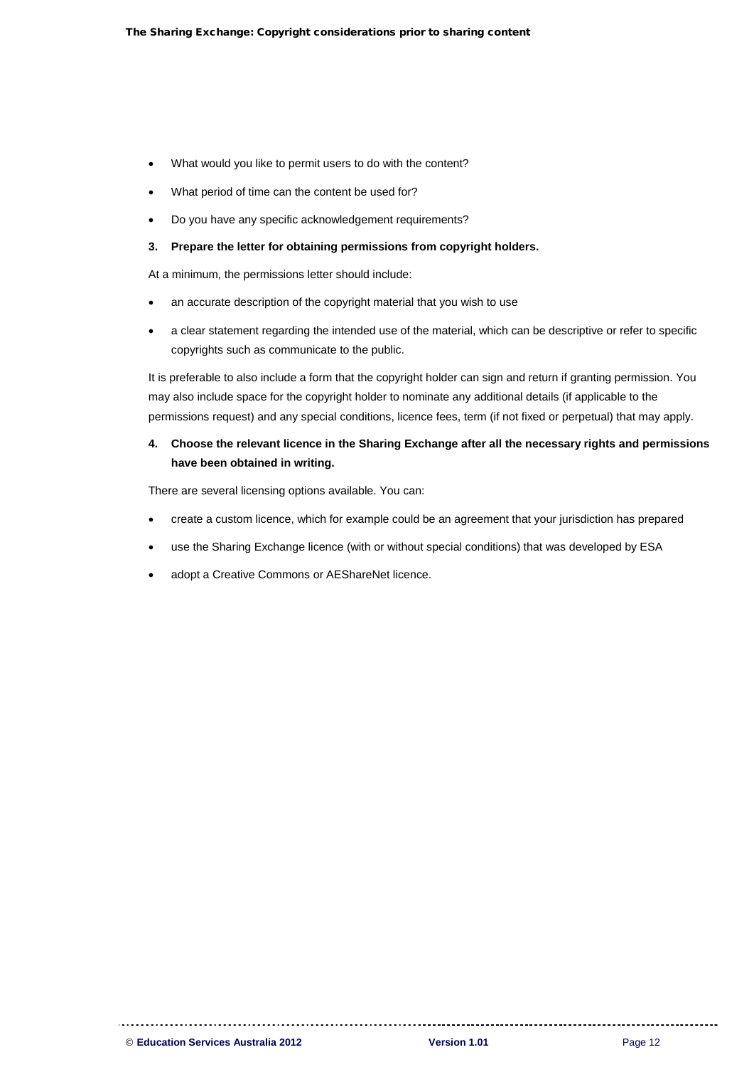- What would you like to permit users to do with the content?
- What period of time can the content be used for?
- Do you have any specific acknowledgement requirements?

**3. Prepare the letter for obtaining permissions from copyright holders.**

At a minimum, the permissions letter should include:

- an accurate description of the copyright material that you wish to use
- a clear statement regarding the intended use of the material, which can be descriptive or refer to specific copyrights such as communicate to the public.

It is preferable to also include a form that the copyright holder can sign and return if granting permission. You may also include space for the copyright holder to nominate any additional details (if applicable to the permissions request) and any special conditions, licence fees, term (if not fixed or perpetual) that may apply.

**4. Choose the relevant licence in the Sharing Exchange after all the necessary rights and permissions have been obtained in writing.**

There are several licensing options available. You can:

- create a custom licence, which for example could be an agreement that your jurisdiction has prepared
- use the Sharing Exchange licence (with or without special conditions) that was developed by ESA
- adopt a Creative Commons or AEShareNet licence.